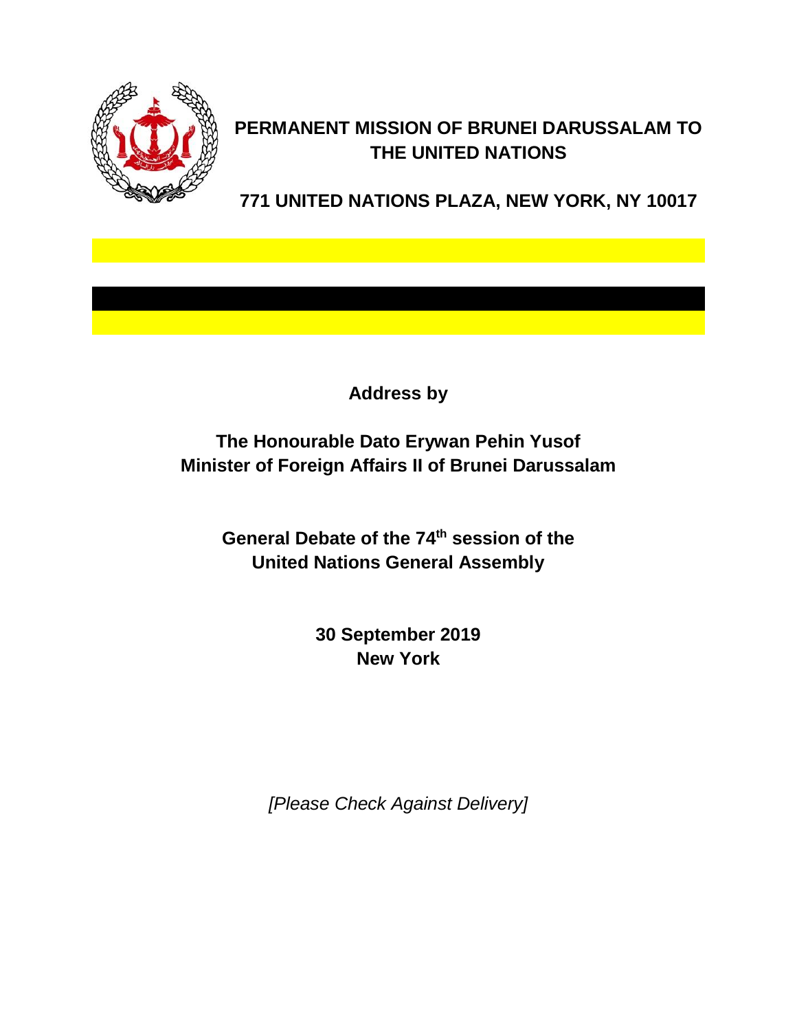# PERMANENT MISSION OF BRUNEI DARUSSALAM TO THE UNITED NATIONS

**771 UNITED NATIONS PLAZA, NEW YORK, NY 10017**

**Address by**

**The Honourable Dato Erywan Pehin Yusof**
**Minister of Foreign Affairs II of Brunei Darussalam**

**General Debate of the 74th session of the United Nations General Assembly**

**30 September 2019**
**New York**

*[Please Check Against Delivery]*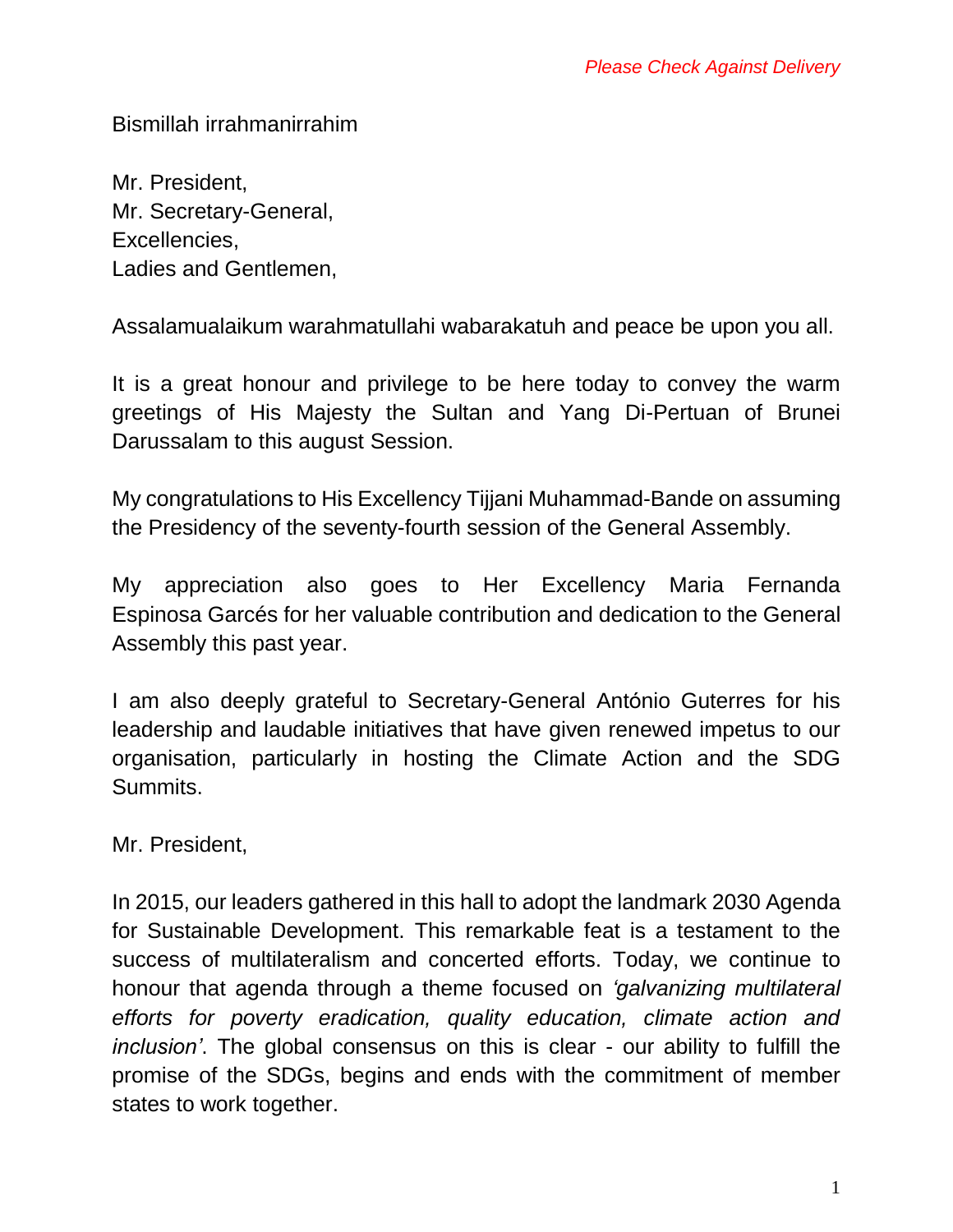*Please Check Against Delivery*

Bismillah irrahmanirrahim

Mr. President,  
Mr. Secretary-General,  
Excellencies,  
Ladies and Gentlemen,

Assalamualaikum warahmatullahi wabarakatuh and peace be upon you all.

It is a great honour and privilege to be here today to convey the warm greetings of His Majesty the Sultan and Yang Di-Pertuan of Brunei Darussalam to this august Session.

My congratulations to His Excellency Tijjani Muhammad-Bande on assuming the Presidency of the seventy-fourth session of the General Assembly.

My appreciation also goes to Her Excellency Maria Fernanda Espinosa Garcés for her valuable contribution and dedication to the General Assembly this past year.

I am also deeply grateful to Secretary-General António Guterres for his leadership and laudable initiatives that have given renewed impetus to our organisation, particularly in hosting the Climate Action and the SDG Summits.

Mr. President,

In 2015, our leaders gathered in this hall to adopt the landmark 2030 Agenda for Sustainable Development. This remarkable feat is a testament to the success of multilateralism and concerted efforts. Today, we continue to honour that agenda through a theme focused on *'galvanizing multilateral efforts for poverty eradication, quality education, climate action and inclusion'*. The global consensus on this is clear - our ability to fulfill the promise of the SDGs, begins and ends with the commitment of member states to work together.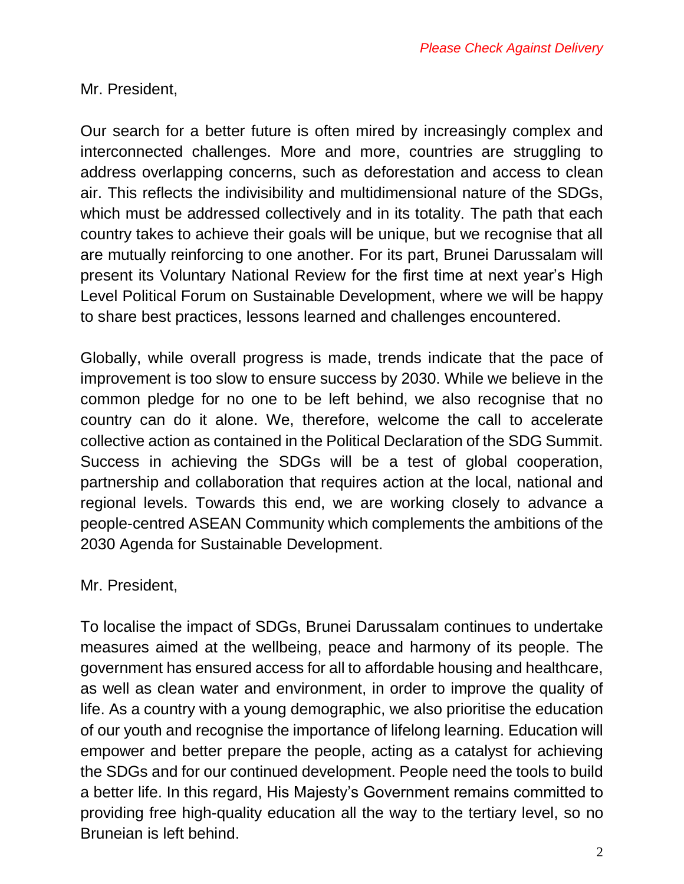*Please Check Against Delivery*

Mr. President,

Our search for a better future is often mired by increasingly complex and interconnected challenges. More and more, countries are struggling to address overlapping concerns, such as deforestation and access to clean air. This reflects the indivisibility and multidimensional nature of the SDGs, which must be addressed collectively and in its totality. The path that each country takes to achieve their goals will be unique, but we recognise that all are mutually reinforcing to one another. For its part, Brunei Darussalam will present its Voluntary National Review for the first time at next year's High Level Political Forum on Sustainable Development, where we will be happy to share best practices, lessons learned and challenges encountered.

Globally, while overall progress is made, trends indicate that the pace of improvement is too slow to ensure success by 2030. While we believe in the common pledge for no one to be left behind, we also recognise that no country can do it alone. We, therefore, welcome the call to accelerate collective action as contained in the Political Declaration of the SDG Summit. Success in achieving the SDGs will be a test of global cooperation, partnership and collaboration that requires action at the local, national and regional levels. Towards this end, we are working closely to advance a people-centred ASEAN Community which complements the ambitions of the 2030 Agenda for Sustainable Development.

Mr. President,

To localise the impact of SDGs, Brunei Darussalam continues to undertake measures aimed at the wellbeing, peace and harmony of its people. The government has ensured access for all to affordable housing and healthcare, as well as clean water and environment, in order to improve the quality of life. As a country with a young demographic, we also prioritise the education of our youth and recognise the importance of lifelong learning. Education will empower and better prepare the people, acting as a catalyst for achieving the SDGs and for our continued development. People need the tools to build a better life. In this regard, His Majesty's Government remains committed to providing free high-quality education all the way to the tertiary level, so no Bruneian is left behind.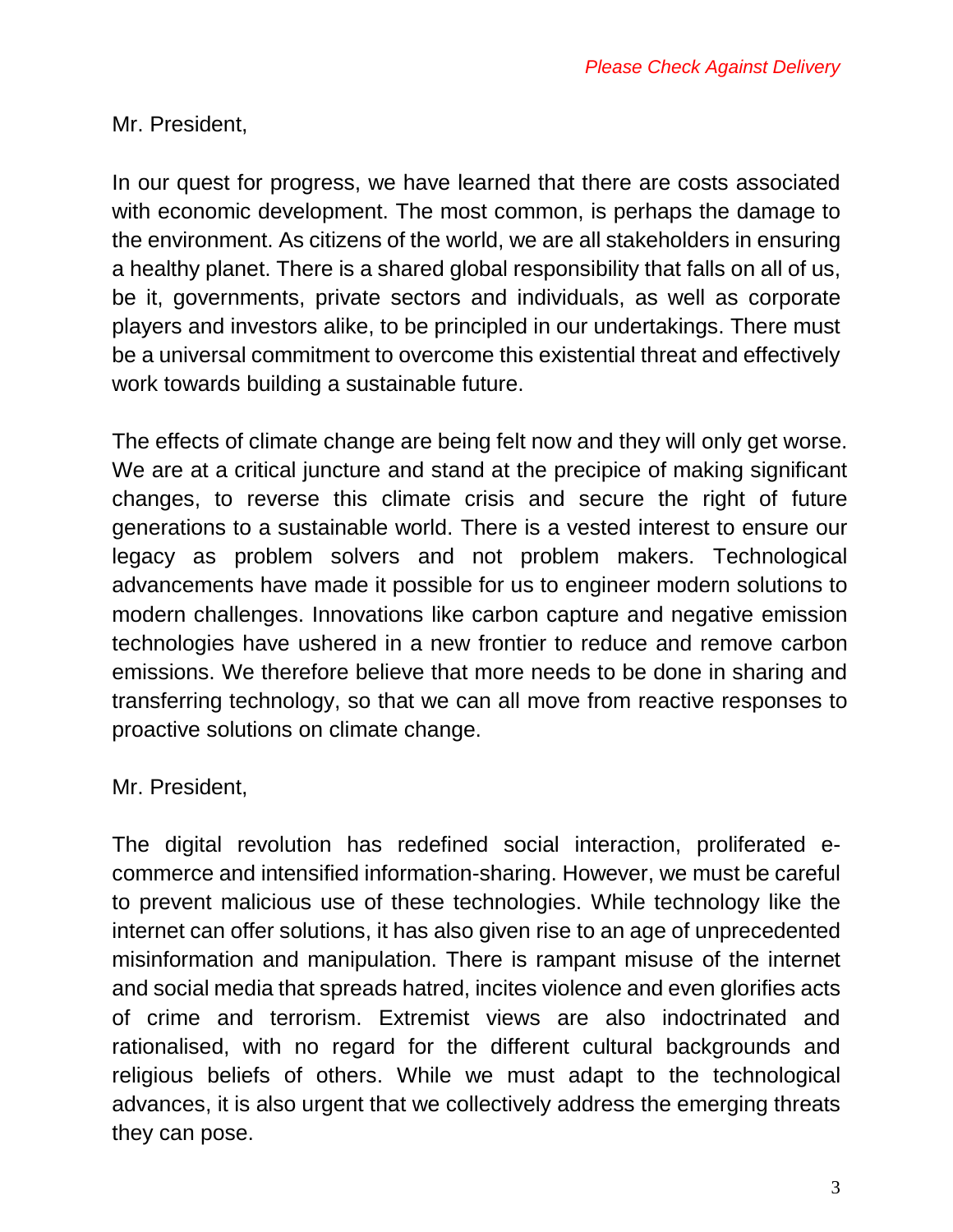*Please Check Against Delivery*

Mr. President,

In our quest for progress, we have learned that there are costs associated with economic development. The most common, is perhaps the damage to the environment. As citizens of the world, we are all stakeholders in ensuring a healthy planet. There is a shared global responsibility that falls on all of us, be it, governments, private sectors and individuals, as well as corporate players and investors alike, to be principled in our undertakings. There must be a universal commitment to overcome this existential threat and effectively work towards building a sustainable future.

The effects of climate change are being felt now and they will only get worse. We are at a critical juncture and stand at the precipice of making significant changes, to reverse this climate crisis and secure the right of future generations to a sustainable world. There is a vested interest to ensure our legacy as problem solvers and not problem makers. Technological advancements have made it possible for us to engineer modern solutions to modern challenges. Innovations like carbon capture and negative emission technologies have ushered in a new frontier to reduce and remove carbon emissions. We therefore believe that more needs to be done in sharing and transferring technology, so that we can all move from reactive responses to proactive solutions on climate change.

Mr. President,

The digital revolution has redefined social interaction, proliferated e-commerce and intensified information-sharing. However, we must be careful to prevent malicious use of these technologies. While technology like the internet can offer solutions, it has also given rise to an age of unprecedented misinformation and manipulation. There is rampant misuse of the internet and social media that spreads hatred, incites violence and even glorifies acts of crime and terrorism. Extremist views are also indoctrinated and rationalised, with no regard for the different cultural backgrounds and religious beliefs of others. While we must adapt to the technological advances, it is also urgent that we collectively address the emerging threats they can pose.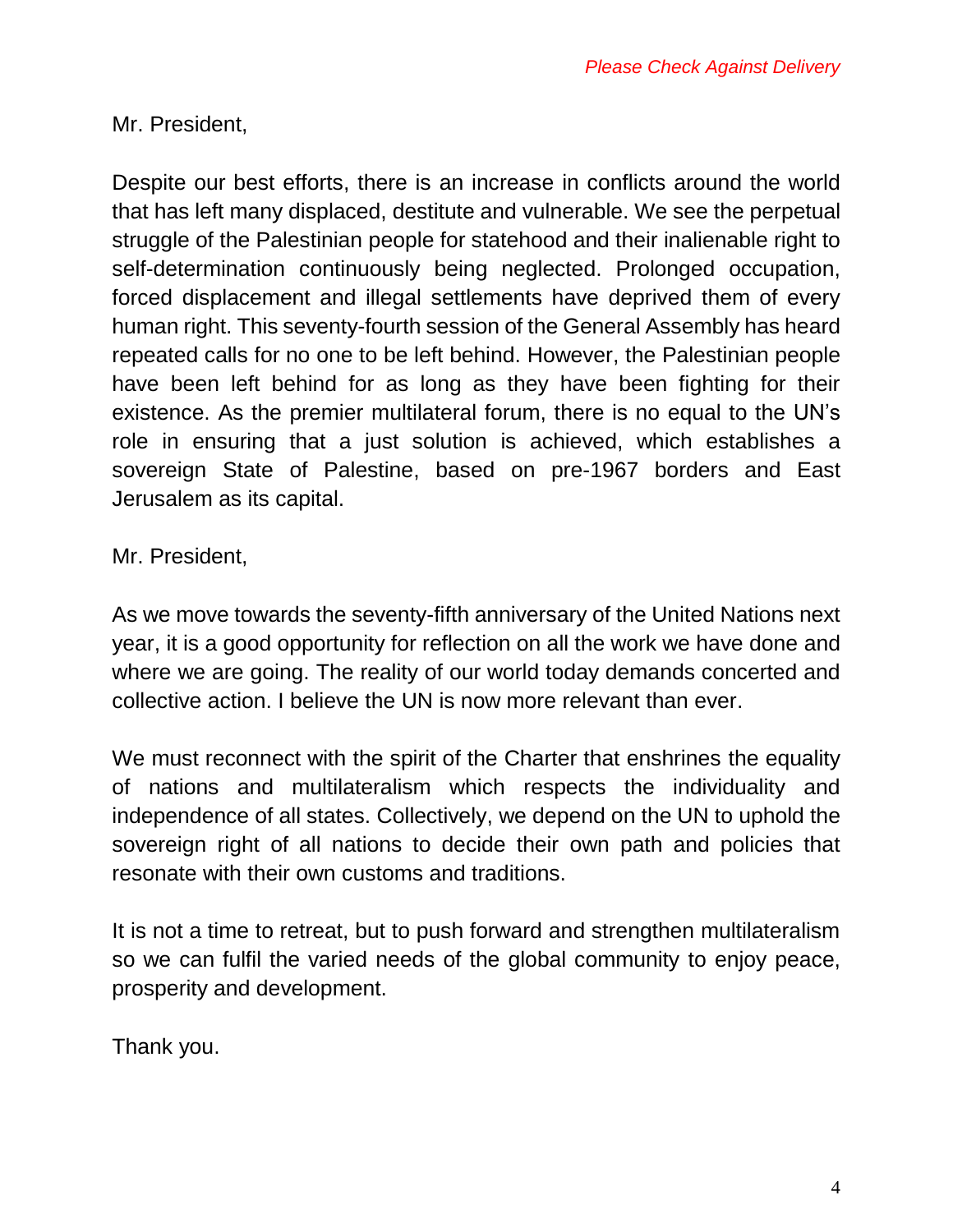*Please Check Against Delivery*

Mr. President,

Despite our best efforts, there is an increase in conflicts around the world that has left many displaced, destitute and vulnerable. We see the perpetual struggle of the Palestinian people for statehood and their inalienable right to self-determination continuously being neglected. Prolonged occupation, forced displacement and illegal settlements have deprived them of every human right. This seventy-fourth session of the General Assembly has heard repeated calls for no one to be left behind. However, the Palestinian people have been left behind for as long as they have been fighting for their existence. As the premier multilateral forum, there is no equal to the UN's role in ensuring that a just solution is achieved, which establishes a sovereign State of Palestine, based on pre-1967 borders and East Jerusalem as its capital.

Mr. President,

As we move towards the seventy-fifth anniversary of the United Nations next year, it is a good opportunity for reflection on all the work we have done and where we are going. The reality of our world today demands concerted and collective action. I believe the UN is now more relevant than ever.

We must reconnect with the spirit of the Charter that enshrines the equality of nations and multilateralism which respects the individuality and independence of all states. Collectively, we depend on the UN to uphold the sovereign right of all nations to decide their own path and policies that resonate with their own customs and traditions.

It is not a time to retreat, but to push forward and strengthen multilateralism so we can fulfil the varied needs of the global community to enjoy peace, prosperity and development.

Thank you.